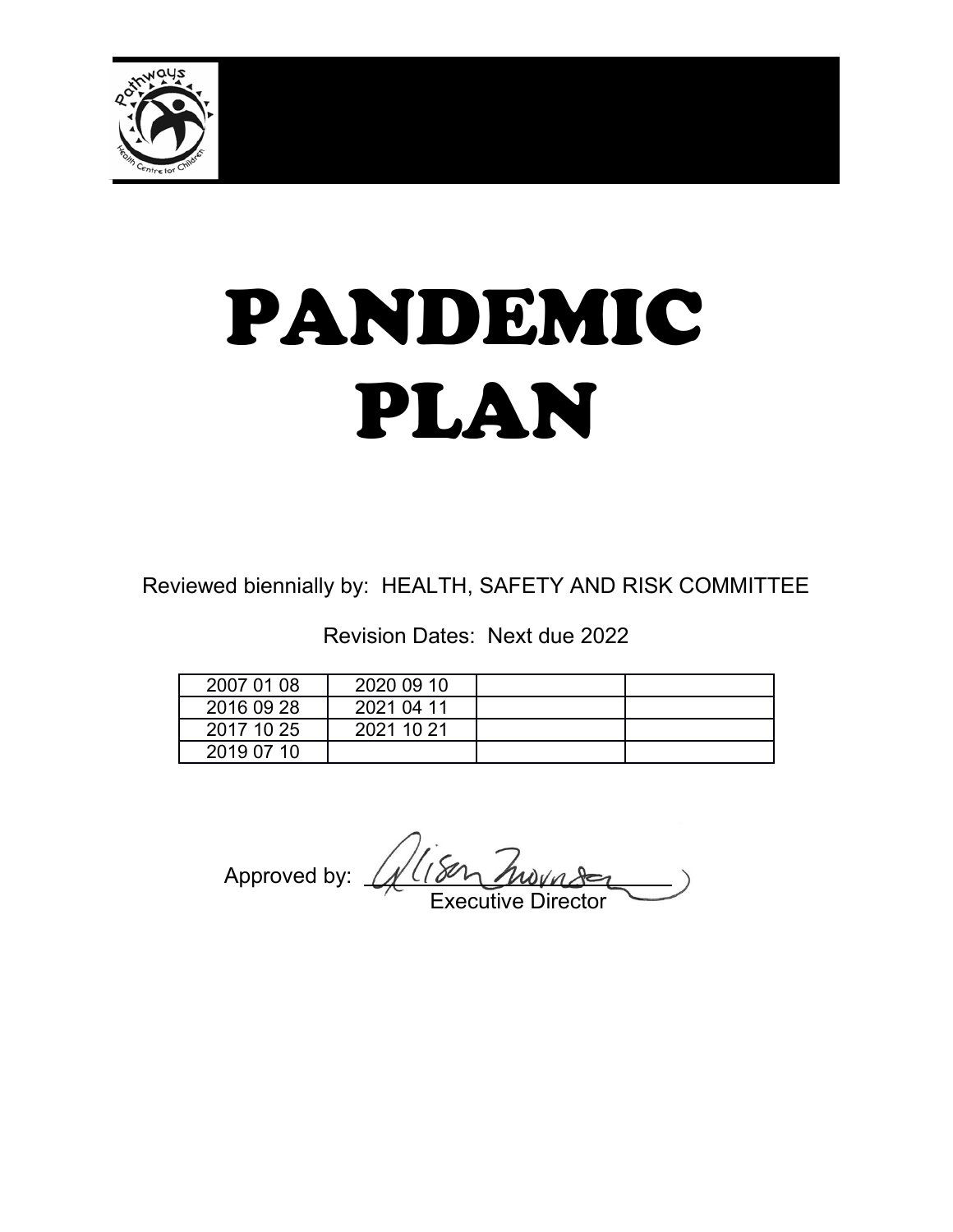# PANDEMIC PLAN

Reviewed biennially by: HEALTH, SAFETY AND RISK COMMITTEE

Revision Dates: Next due 2022

| | | | |
|---|---|---|---|
| 2007 01 08 | 2020 09 10 | | |
| 2016 09 28 | 2021 04 11 | | |
| 2017 10 25 | 2021 10 21 | | |
| 2019 07 10 | | | |

Approved by: Alison Mowner
Executive Director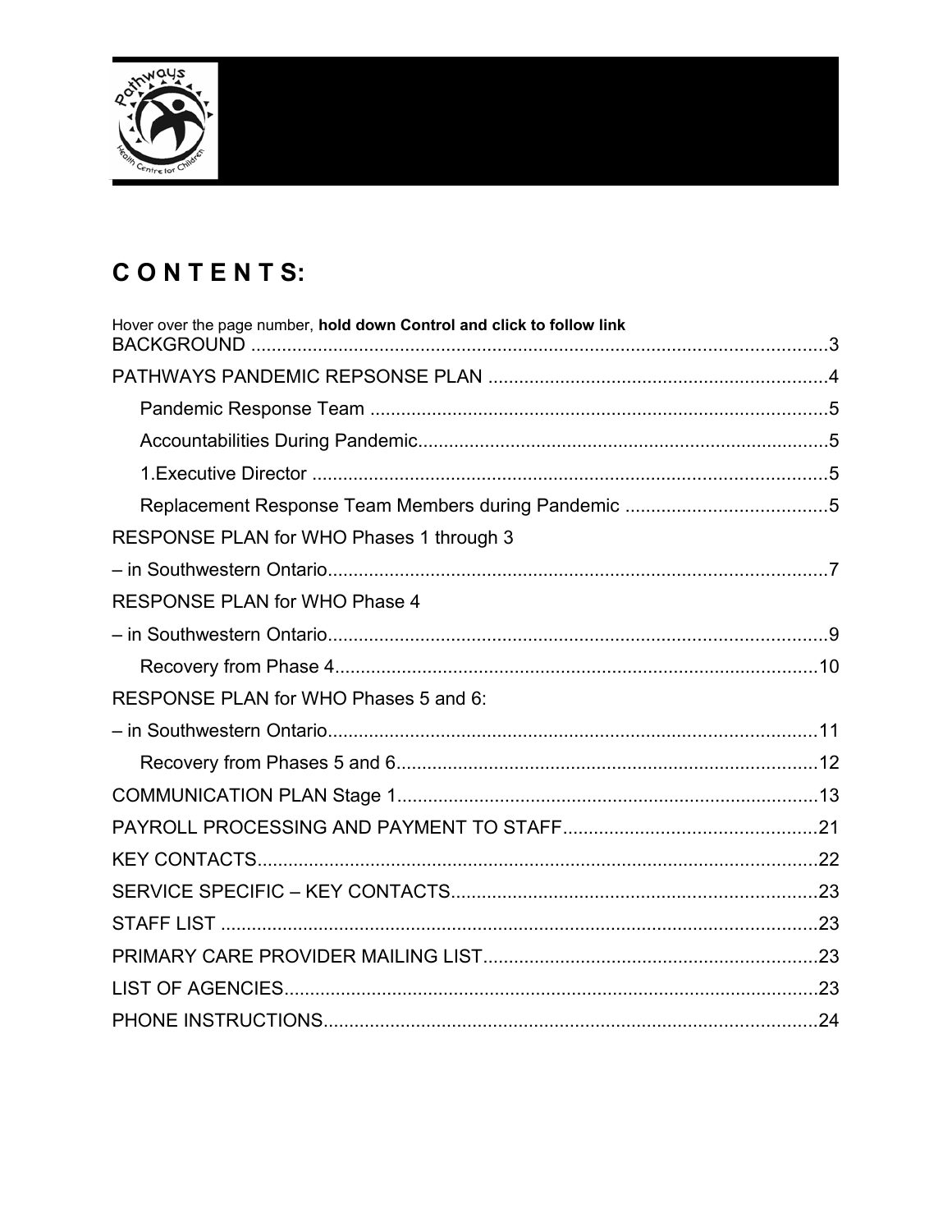# C O N T E N T S:

Hover over the page number, **hold down Control and click to follow link**

BACKGROUND ..................................................................................................................3

PATHWAYS PANDEMIC REPSONSE PLAN ..................................................................4

- Pandemic Response Team ..........................................................................................5
- Accountabilities During Pandemic.................................................................................5
- 1.Executive Director .....................................................................................................5
- Replacement Response Team Members during Pandemic ........................................5

RESPONSE PLAN for WHO Phases 1 through 3

– in Southwestern Ontario..................................................................................................7

RESPONSE PLAN for WHO Phase 4

– in Southwestern Ontario..................................................................................................9

- Recovery from Phase 4..............................................................................................10

RESPONSE PLAN for WHO Phases 5 and 6:

– in Southwestern Ontario................................................................................................11

- Recovery from Phases 5 and 6...................................................................................12

COMMUNICATION PLAN Stage 1..................................................................................13

PAYROLL PROCESSING AND PAYMENT TO STAFF.................................................21

KEY CONTACTS.............................................................................................................22

SERVICE SPECIFIC – KEY CONTACTS.......................................................................23

STAFF LIST .....................................................................................................................23

PRIMARY CARE PROVIDER MAILING LIST.................................................................23

LIST OF AGENCIES.........................................................................................................23

PHONE INSTRUCTIONS.................................................................................................24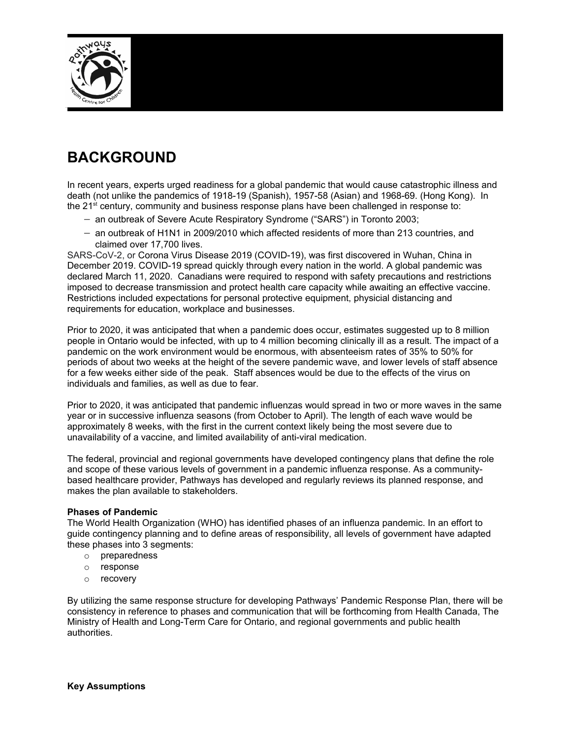# BACKGROUND

In recent years, experts urged readiness for a global pandemic that would cause catastrophic illness and death (not unlike the pandemics of 1918-19 (Spanish), 1957-58 (Asian) and 1968-69. (Hong Kong). In the 21st century, community and business response plans have been challenged in response to:

- an outbreak of Severe Acute Respiratory Syndrome ("SARS") in Toronto 2003;
- an outbreak of H1N1 in 2009/2010 which affected residents of more than 213 countries, and claimed over 17,700 lives.

SARS-CoV-2, or Corona Virus Disease 2019 (COVID-19), was first discovered in Wuhan, China in December 2019. COVID-19 spread quickly through every nation in the world. A global pandemic was declared March 11, 2020. Canadians were required to respond with safety precautions and restrictions imposed to decrease transmission and protect health care capacity while awaiting an effective vaccine. Restrictions included expectations for personal protective equipment, physicial distancing and requirements for education, workplace and businesses.

Prior to 2020, it was anticipated that when a pandemic does occur, estimates suggested up to 8 million people in Ontario would be infected, with up to 4 million becoming clinically ill as a result. The impact of a pandemic on the work environment would be enormous, with absenteeism rates of 35% to 50% for periods of about two weeks at the height of the severe pandemic wave, and lower levels of staff absence for a few weeks either side of the peak. Staff absences would be due to the effects of the virus on individuals and families, as well as due to fear.

Prior to 2020, it was anticipated that pandemic influenzas would spread in two or more waves in the same year or in successive influenza seasons (from October to April). The length of each wave would be approximately 8 weeks, with the first in the current context likely being the most severe due to unavailability of a vaccine, and limited availability of anti-viral medication.

The federal, provincial and regional governments have developed contingency plans that define the role and scope of these various levels of government in a pandemic influenza response. As a community-based healthcare provider, Pathways has developed and regularly reviews its planned response, and makes the plan available to stakeholders.

**Phases of Pandemic**

The World Health Organization (WHO) has identified phases of an influenza pandemic. In an effort to guide contingency planning and to define areas of responsibility, all levels of government have adapted these phases into 3 segments:

- preparedness
- response
- recovery

By utilizing the same response structure for developing Pathways' Pandemic Response Plan, there will be consistency in reference to phases and communication that will be forthcoming from Health Canada, The Ministry of Health and Long-Term Care for Ontario, and regional governments and public health authorities.

**Key Assumptions**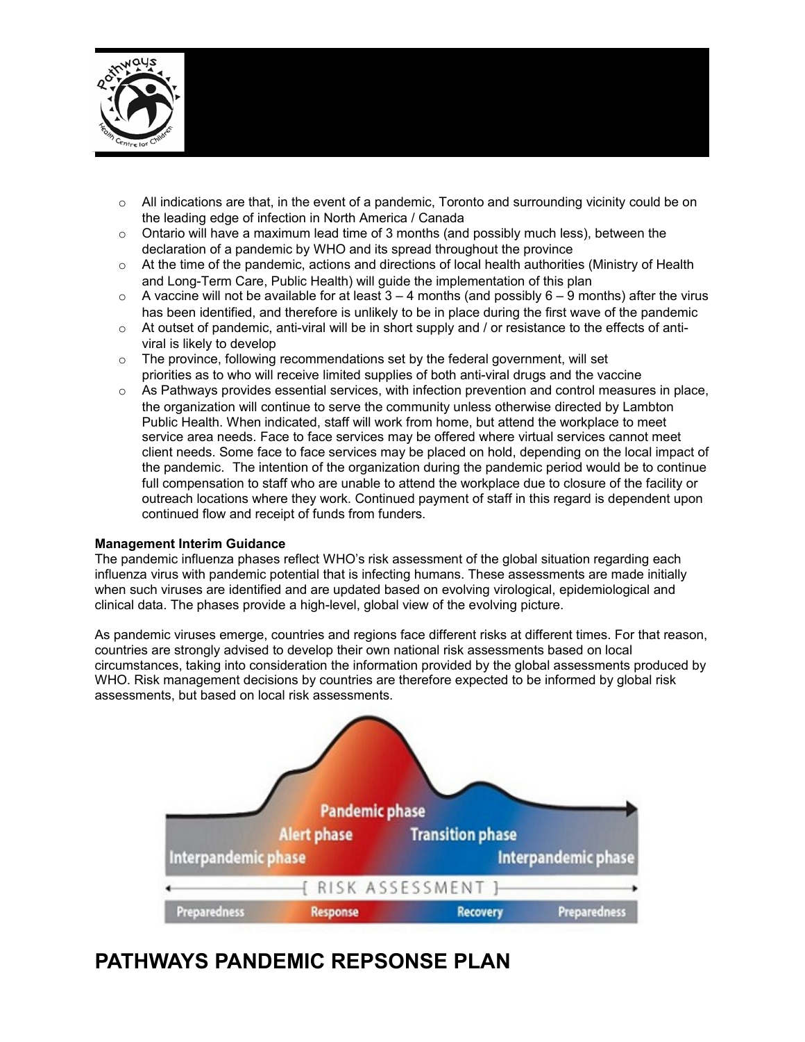- All indications are that, in the event of a pandemic, Toronto and surrounding vicinity could be on the leading edge of infection in North America / Canada
- Ontario will have a maximum lead time of 3 months (and possibly much less), between the declaration of a pandemic by WHO and its spread throughout the province
- At the time of the pandemic, actions and directions of local health authorities (Ministry of Health and Long-Term Care, Public Health) will guide the implementation of this plan
- A vaccine will not be available for at least 3 – 4 months (and possibly 6 – 9 months) after the virus has been identified, and therefore is unlikely to be in place during the first wave of the pandemic
- At outset of pandemic, anti-viral will be in short supply and / or resistance to the effects of anti-viral is likely to develop
- The province, following recommendations set by the federal government, will set priorities as to who will receive limited supplies of both anti-viral drugs and the vaccine
- As Pathways provides essential services, with infection prevention and control measures in place, the organization will continue to serve the community unless otherwise directed by Lambton Public Health. When indicated, staff will work from home, but attend the workplace to meet service area needs. Face to face services may be offered where virtual services cannot meet client needs. Some face to face services may be placed on hold, depending on the local impact of the pandemic. The intention of the organization during the pandemic period would be to continue full compensation to staff who are unable to attend the workplace due to closure of the facility or outreach locations where they work. Continued payment of staff in this regard is dependent upon continued flow and receipt of funds from funders.

**Management Interim Guidance**

The pandemic influenza phases reflect WHO's risk assessment of the global situation regarding each influenza virus with pandemic potential that is infecting humans. These assessments are made initially when such viruses are identified and are updated based on evolving virological, epidemiological and clinical data. The phases provide a high-level, global view of the evolving picture.

As pandemic viruses emerge, countries and regions face different risks at different times. For that reason, countries are strongly advised to develop their own national risk assessments based on local circumstances, taking into consideration the information provided by the global assessments produced by WHO. Risk management decisions by countries are therefore expected to be informed by global risk assessments, but based on local risk assessments.

Pandemic phase
Alert phase
Transition phase
Interpandemic phase
Interpandemic phase
[ RISK ASSESSMENT ]
Preparedness | Response | Recovery | Preparedness

# PATHWAYS PANDEMIC REPSONSE PLAN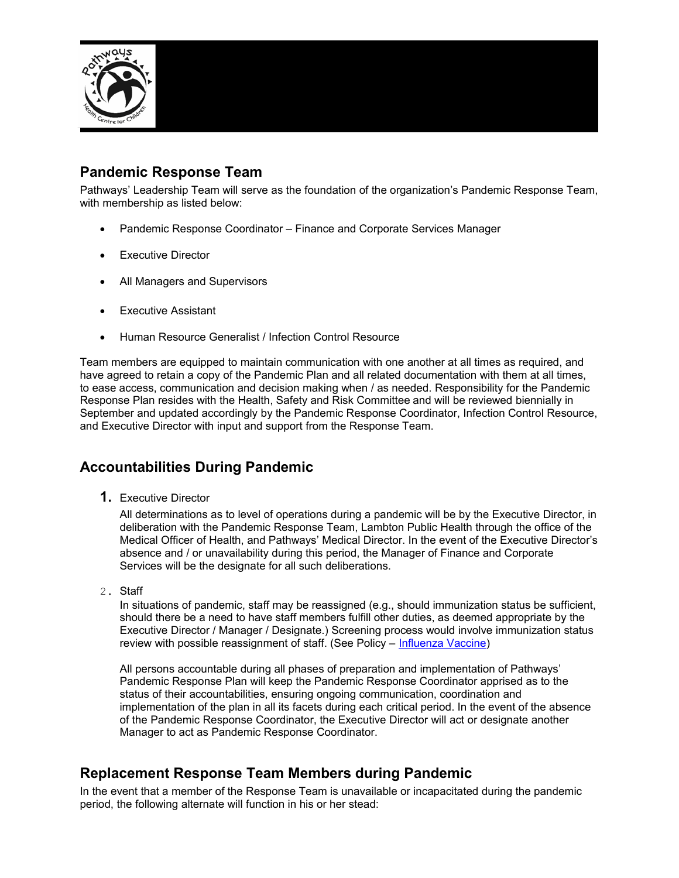## Pandemic Response Team

Pathways' Leadership Team will serve as the foundation of the organization's Pandemic Response Team, with membership as listed below:

- Pandemic Response Coordinator – Finance and Corporate Services Manager
- Executive Director
- All Managers and Supervisors
- Executive Assistant
- Human Resource Generalist / Infection Control Resource

Team members are equipped to maintain communication with one another at all times as required, and have agreed to retain a copy of the Pandemic Plan and all related documentation with them at all times, to ease access, communication and decision making when / as needed. Responsibility for the Pandemic Response Plan resides with the Health, Safety and Risk Committee and will be reviewed biennially in September and updated accordingly by the Pandemic Response Coordinator, Infection Control Resource, and Executive Director with input and support from the Response Team.

## Accountabilities During Pandemic

1. Executive Director

   All determinations as to level of operations during a pandemic will be by the Executive Director, in deliberation with the Pandemic Response Team, Lambton Public Health through the office of the Medical Officer of Health, and Pathways' Medical Director. In the event of the Executive Director's absence and / or unavailability during this period, the Manager of Finance and Corporate Services will be the designate for all such deliberations.

2. Staff

   In situations of pandemic, staff may be reassigned (e.g., should immunization status be sufficient, should there be a need to have staff members fulfill other duties, as deemed appropriate by the Executive Director / Manager / Designate.) Screening process would involve immunization status review with possible reassignment of staff. (See Policy – Influenza Vaccine)

   All persons accountable during all phases of preparation and implementation of Pathways' Pandemic Response Plan will keep the Pandemic Response Coordinator apprised as to the status of their accountabilities, ensuring ongoing communication, coordination and implementation of the plan in all its facets during each critical period. In the event of the absence of the Pandemic Response Coordinator, the Executive Director will act or designate another Manager to act as Pandemic Response Coordinator.

## Replacement Response Team Members during Pandemic

In the event that a member of the Response Team is unavailable or incapacitated during the pandemic period, the following alternate will function in his or her stead: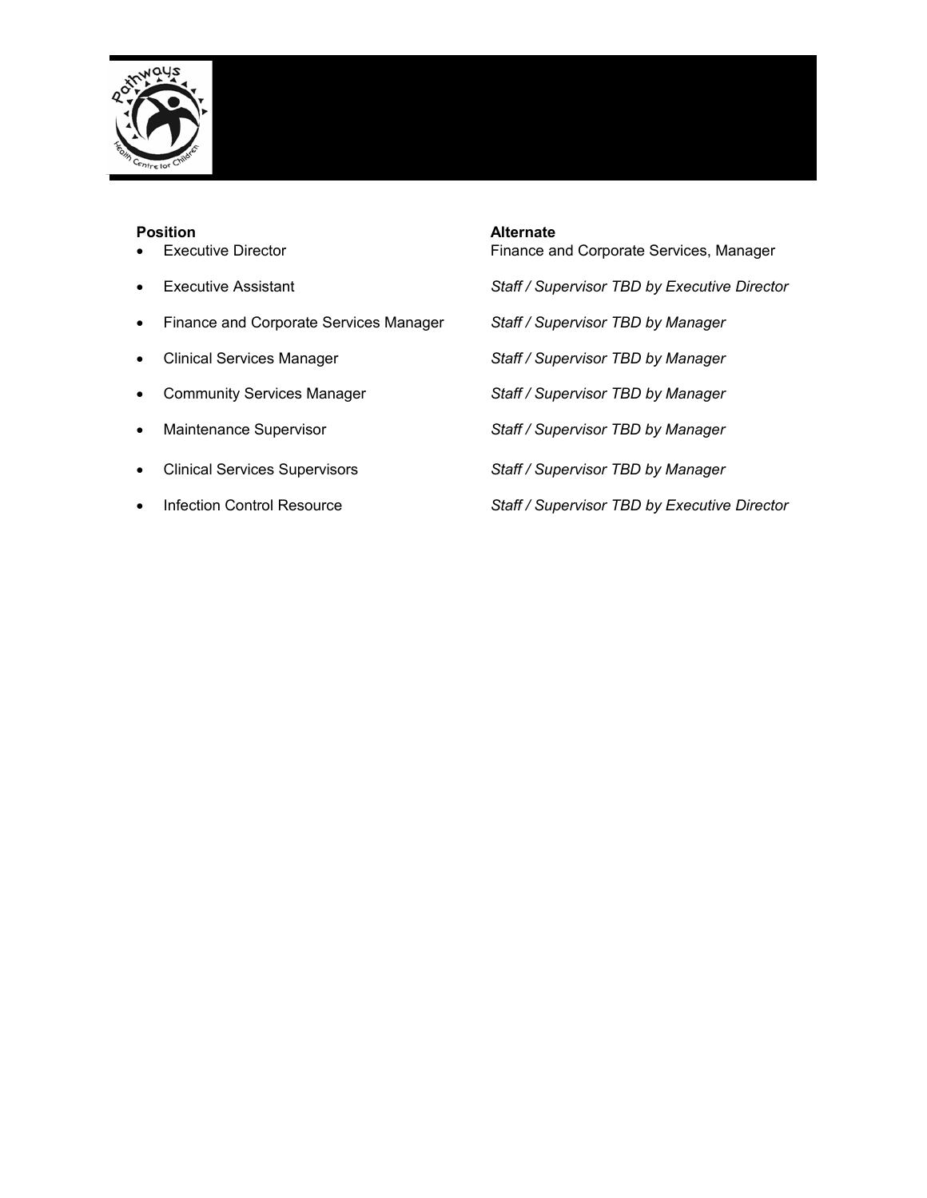| **Position** | **Alternate** |
|---|---|
| • Executive Director | Finance and Corporate Services, Manager |
| • Executive Assistant | *Staff / Supervisor TBD by Executive Director* |
| • Finance and Corporate Services Manager | *Staff / Supervisor TBD by Manager* |
| • Clinical Services Manager | *Staff / Supervisor TBD by Manager* |
| • Community Services Manager | *Staff / Supervisor TBD by Manager* |
| • Maintenance Supervisor | *Staff / Supervisor TBD by Manager* |
| • Clinical Services Supervisors | *Staff / Supervisor TBD by Manager* |
| • Infection Control Resource | *Staff / Supervisor TBD by Executive Director* |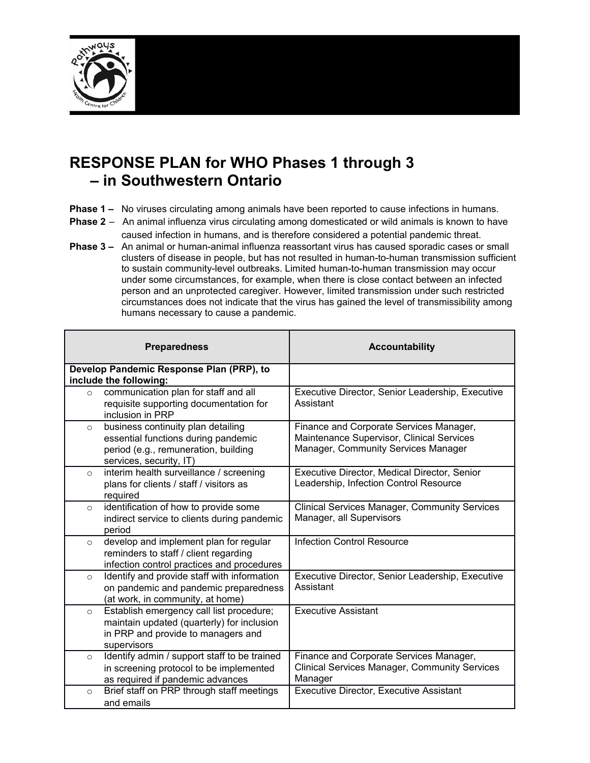# RESPONSE PLAN for WHO Phases 1 through 3 – in Southwestern Ontario

**Phase 1 –** No viruses circulating among animals have been reported to cause infections in humans.

**Phase 2 –** An animal influenza virus circulating among domesticated or wild animals is known to have caused infection in humans, and is therefore considered a potential pandemic threat.

**Phase 3 –** An animal or human-animal influenza reassortant virus has caused sporadic cases or small clusters of disease in people, but has not resulted in human-to-human transmission sufficient to sustain community-level outbreaks. Limited human-to-human transmission may occur under some circumstances, for example, when there is close contact between an infected person and an unprotected caregiver. However, limited transmission under such restricted circumstances does not indicate that the virus has gained the level of transmissibility among humans necessary to cause a pandemic.

| Preparedness | Accountability |
|---|---|
| **Develop Pandemic Response Plan (PRP), to include the following:** | |
| ○ communication plan for staff and all requisite supporting documentation for inclusion in PRP | Executive Director, Senior Leadership, Executive Assistant |
| ○ business continuity plan detailing essential functions during pandemic period (e.g., remuneration, building services, security, IT) | Finance and Corporate Services Manager, Maintenance Supervisor, Clinical Services Manager, Community Services Manager |
| ○ interim health surveillance / screening plans for clients / staff / visitors as required | Executive Director, Medical Director, Senior Leadership, Infection Control Resource |
| ○ identification of how to provide some indirect service to clients during pandemic period | Clinical Services Manager, Community Services Manager, all Supervisors |
| ○ develop and implement plan for regular reminders to staff / client regarding infection control practices and procedures | Infection Control Resource |
| ○ Identify and provide staff with information on pandemic and pandemic preparedness (at work, in community, at home) | Executive Director, Senior Leadership, Executive Assistant |
| ○ Establish emergency call list procedure; maintain updated (quarterly) for inclusion in PRP and provide to managers and supervisors | Executive Assistant |
| ○ Identify admin / support staff to be trained in screening protocol to be implemented as required if pandemic advances | Finance and Corporate Services Manager, Clinical Services Manager, Community Services Manager |
| ○ Brief staff on PRP through staff meetings and emails | Executive Director, Executive Assistant |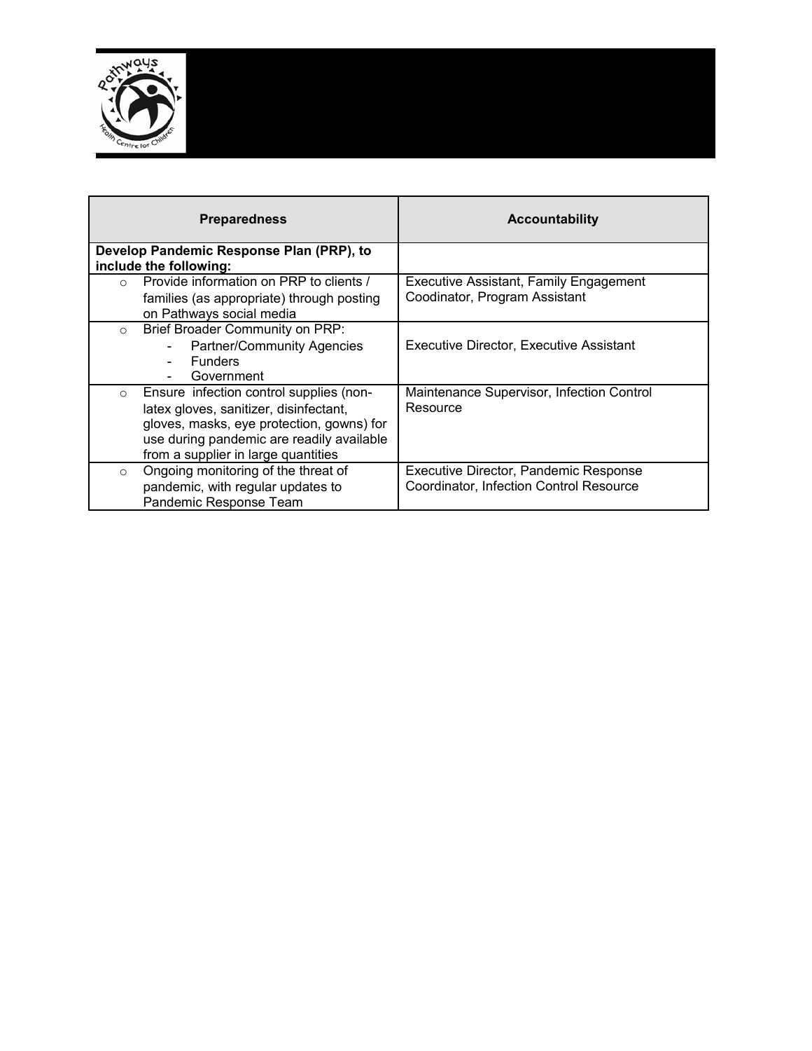| Preparedness | Accountability |
|---|---|
| **Develop Pandemic Response Plan (PRP), to include the following:** | |
| ○ Provide information on PRP to clients / families (as appropriate) through posting on Pathways social media | Executive Assistant, Family Engagement Coodinator, Program Assistant |
| ○ Brief Broader Community on PRP:<br>- Partner/Community Agencies<br>- Funders<br>- Government | Executive Director, Executive Assistant |
| ○ Ensure infection control supplies (non-latex gloves, sanitizer, disinfectant, gloves, masks, eye protection, gowns) for use during pandemic are readily available from a supplier in large quantities | Maintenance Supervisor, Infection Control Resource |
| ○ Ongoing monitoring of the threat of pandemic, with regular updates to Pandemic Response Team | Executive Director, Pandemic Response Coordinator, Infection Control Resource |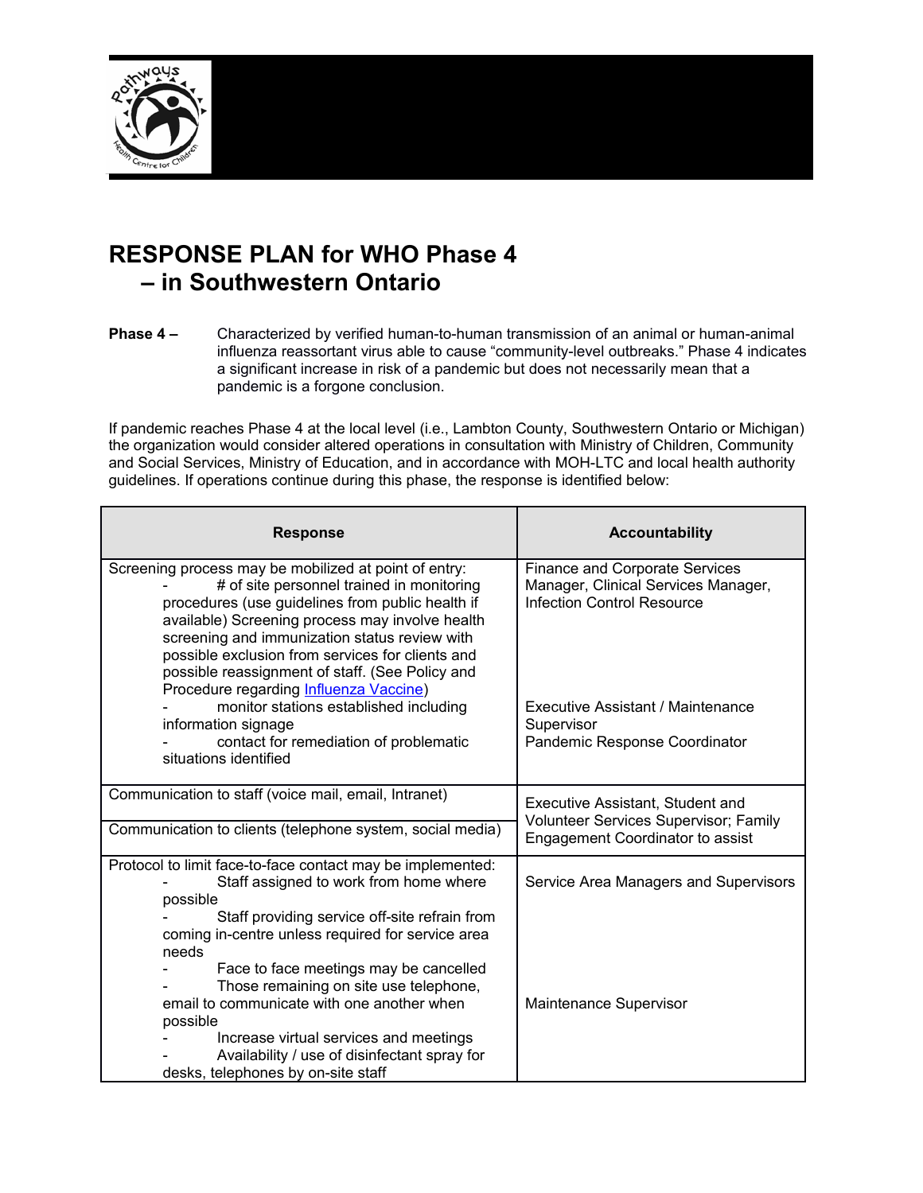# RESPONSE PLAN for WHO Phase 4 – in Southwestern Ontario

**Phase 4 –** Characterized by verified human-to-human transmission of an animal or human-animal influenza reassortant virus able to cause “community-level outbreaks.” Phase 4 indicates a significant increase in risk of a pandemic but does not necessarily mean that a pandemic is a forgone conclusion.

If pandemic reaches Phase 4 at the local level (i.e., Lambton County, Southwestern Ontario or Michigan) the organization would consider altered operations in consultation with Ministry of Children, Community and Social Services, Ministry of Education, and in accordance with MOH-LTC and local health authority guidelines. If operations continue during this phase, the response is identified below:

| Response | Accountability |
|---|---|
| Screening process may be mobilized at point of entry:<br>- # of site personnel trained in monitoring procedures (use guidelines from public health if available) Screening process may involve health screening and immunization status review with possible exclusion from services for clients and possible reassignment of staff. (See Policy and Procedure regarding Influenza Vaccine) | Finance and Corporate Services Manager, Clinical Services Manager, Infection Control Resource |
| - monitor stations established including information signage<br>- contact for remediation of problematic situations identified | Executive Assistant / Maintenance Supervisor<br>Pandemic Response Coordinator |
| Communication to staff (voice mail, email, Intranet)<br>Communication to clients (telephone system, social media) | Executive Assistant, Student and Volunteer Services Supervisor; Family Engagement Coordinator to assist |
| Protocol to limit face-to-face contact may be implemented:<br>- Staff assigned to work from home where possible<br>- Staff providing service off-site refrain from coming in-centre unless required for service area needs<br>- Face to face meetings may be cancelled<br>- Those remaining on site use telephone, email to communicate with one another when possible<br>- Increase virtual services and meetings | Service Area Managers and Supervisors |
| - Availability / use of disinfectant spray for desks, telephones by on-site staff | Maintenance Supervisor |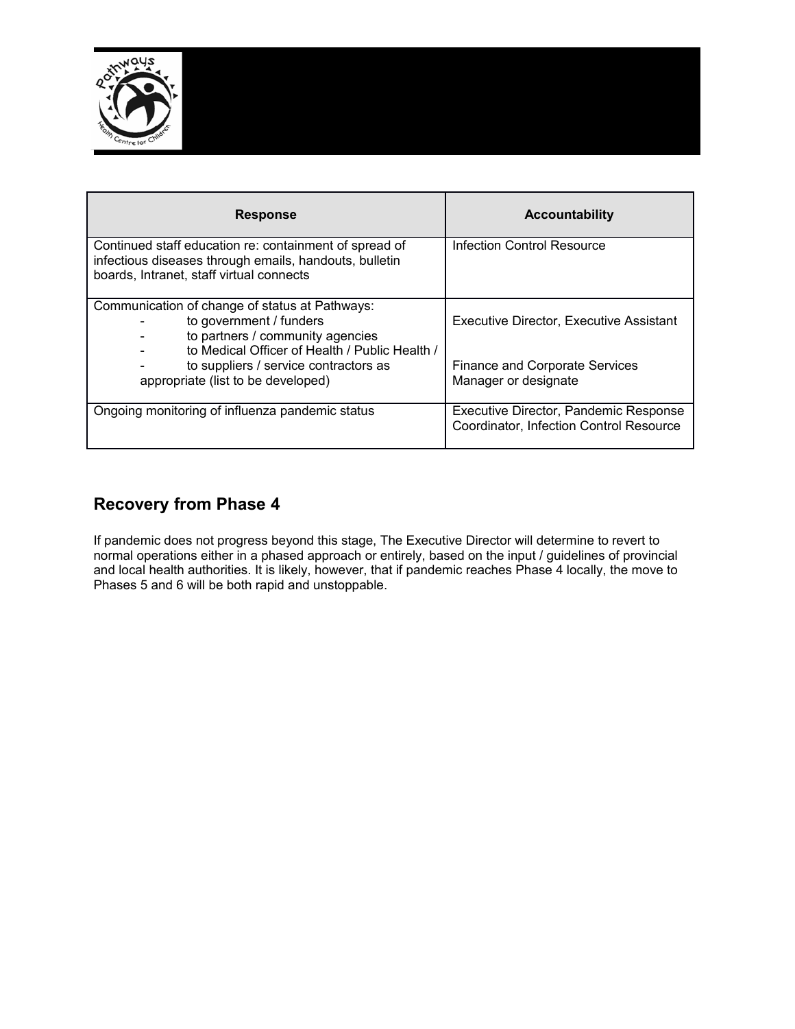| Response | Accountability |
| --- | --- |
| Continued staff education re: containment of spread of infectious diseases through emails, handouts, bulletin boards, Intranet, staff virtual connects | Infection Control Resource |
| Communication of change of status at Pathways:<br>- to government / funders<br>- to partners / community agencies<br>- to Medical Officer of Health / Public Health /<br>- to suppliers / service contractors as appropriate (list to be developed) | Executive Director, Executive Assistant<br><br>Finance and Corporate Services Manager or designate |
| Ongoing monitoring of influenza pandemic status | Executive Director, Pandemic Response Coordinator, Infection Control Resource |

## Recovery from Phase 4

If pandemic does not progress beyond this stage, The Executive Director will determine to revert to normal operations either in a phased approach or entirely, based on the input / guidelines of provincial and local health authorities. It is likely, however, that if pandemic reaches Phase 4 locally, the move to Phases 5 and 6 will be both rapid and unstoppable.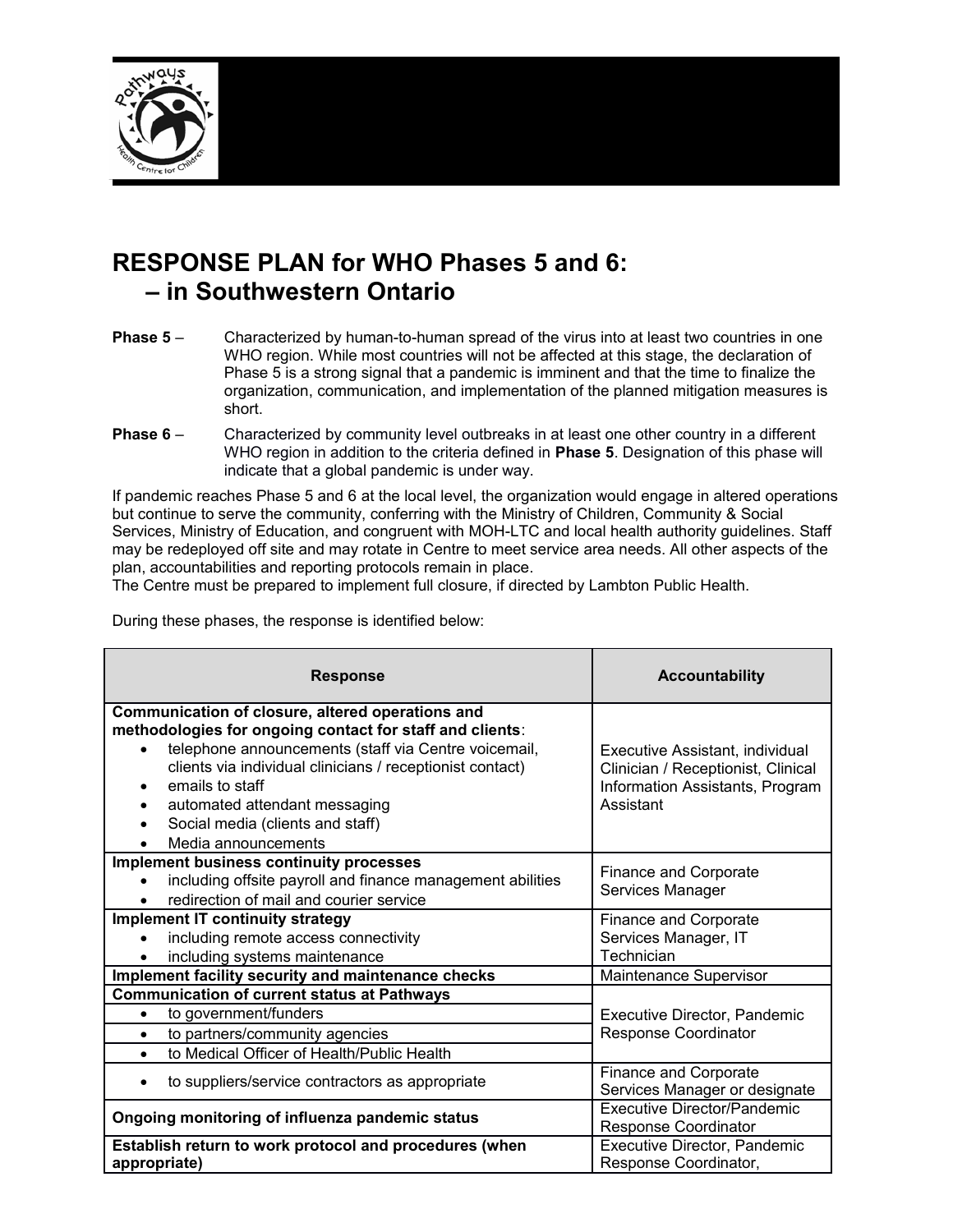# RESPONSE PLAN for WHO Phases 5 and 6: – in Southwestern Ontario

**Phase 5** – Characterized by human-to-human spread of the virus into at least two countries in one WHO region. While most countries will not be affected at this stage, the declaration of Phase 5 is a strong signal that a pandemic is imminent and that the time to finalize the organization, communication, and implementation of the planned mitigation measures is short.

**Phase 6** – Characterized by community level outbreaks in at least one other country in a different WHO region in addition to the criteria defined in **Phase 5**. Designation of this phase will indicate that a global pandemic is under way.

If pandemic reaches Phase 5 and 6 at the local level, the organization would engage in altered operations but continue to serve the community, conferring with the Ministry of Children, Community & Social Services, Ministry of Education, and congruent with MOH-LTC and local health authority guidelines. Staff may be redeployed off site and may rotate in Centre to meet service area needs. All other aspects of the plan, accountabilities and reporting protocols remain in place.
The Centre must be prepared to implement full closure, if directed by Lambton Public Health.

During these phases, the response is identified below:

| Response | Accountability |
|---|---|
| **Communication of closure, altered operations and methodologies for ongoing contact for staff and clients**:<br>• telephone announcements (staff via Centre voicemail, clients via individual clinicians / receptionist contact)<br>• emails to staff<br>• automated attendant messaging<br>• Social media (clients and staff)<br>• Media announcements | Executive Assistant, individual Clinician / Receptionist, Clinical Information Assistants, Program Assistant |
| **Implement business continuity processes**<br>• including offsite payroll and finance management abilities<br>• redirection of mail and courier service | Finance and Corporate Services Manager |
| **Implement IT continuity strategy**<br>• including remote access connectivity<br>• including systems maintenance | Finance and Corporate Services Manager, IT Technician |
| **Implement facility security and maintenance checks** | Maintenance Supervisor |
| **Communication of current status at Pathways**<br>• to government/funders<br>• to partners/community agencies<br>• to Medical Officer of Health/Public Health | Executive Director, Pandemic Response Coordinator |
| • to suppliers/service contractors as appropriate | Finance and Corporate Services Manager or designate |
| **Ongoing monitoring of influenza pandemic status** | Executive Director/Pandemic Response Coordinator |
| **Establish return to work protocol and procedures (when appropriate)** | Executive Director, Pandemic Response Coordinator, |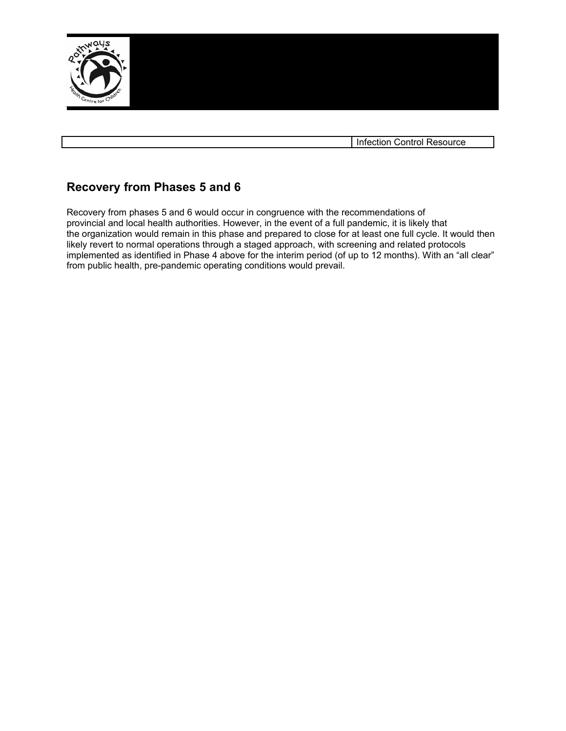## Recovery from Phases 5 and 6

Recovery from phases 5 and 6 would occur in congruence with the recommendations of provincial and local health authorities. However, in the event of a full pandemic, it is likely that the organization would remain in this phase and prepared to close for at least one full cycle. It would then likely revert to normal operations through a staged approach, with screening and related protocols implemented as identified in Phase 4 above for the interim period (of up to 12 months). With an "all clear" from public health, pre-pandemic operating conditions would prevail.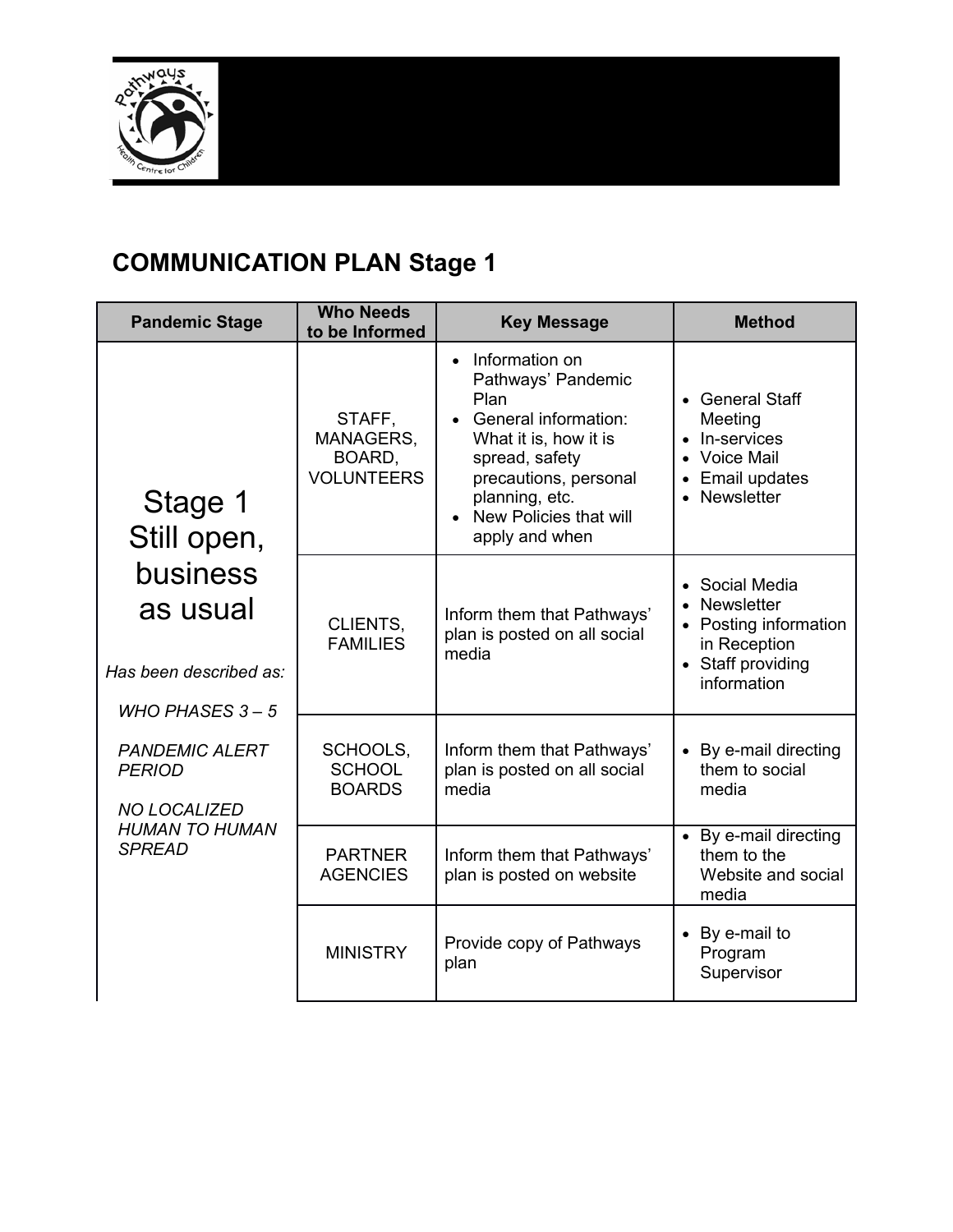# COMMUNICATION PLAN Stage 1

| Pandemic Stage | Who Needs to be Informed | Key Message | Method |
|---|---|---|---|
| Stage 1 Still open, business as usual<br><br>*Has been described as:*<br><br>*WHO PHASES 3 – 5*<br><br>*PANDEMIC ALERT PERIOD*<br><br>*NO LOCALIZED HUMAN TO HUMAN SPREAD* | STAFF, MANAGERS, BOARD, VOLUNTEERS | • Information on Pathways' Pandemic Plan<br>• General information: What it is, how it is spread, safety precautions, personal planning, etc.<br>• New Policies that will apply and when | • General Staff Meeting<br>• In-services<br>• Voice Mail<br>• Email updates<br>• Newsletter |
| | CLIENTS, FAMILIES | Inform them that Pathways' plan is posted on all social media | • Social Media<br>• Newsletter<br>• Posting information in Reception<br>• Staff providing information |
| | SCHOOLS, SCHOOL BOARDS | Inform them that Pathways' plan is posted on all social media | • By e-mail directing them to social media |
| | PARTNER AGENCIES | Inform them that Pathways' plan is posted on website | • By e-mail directing them to the Website and social media |
| | MINISTRY | Provide copy of Pathways plan | • By e-mail to Program Supervisor |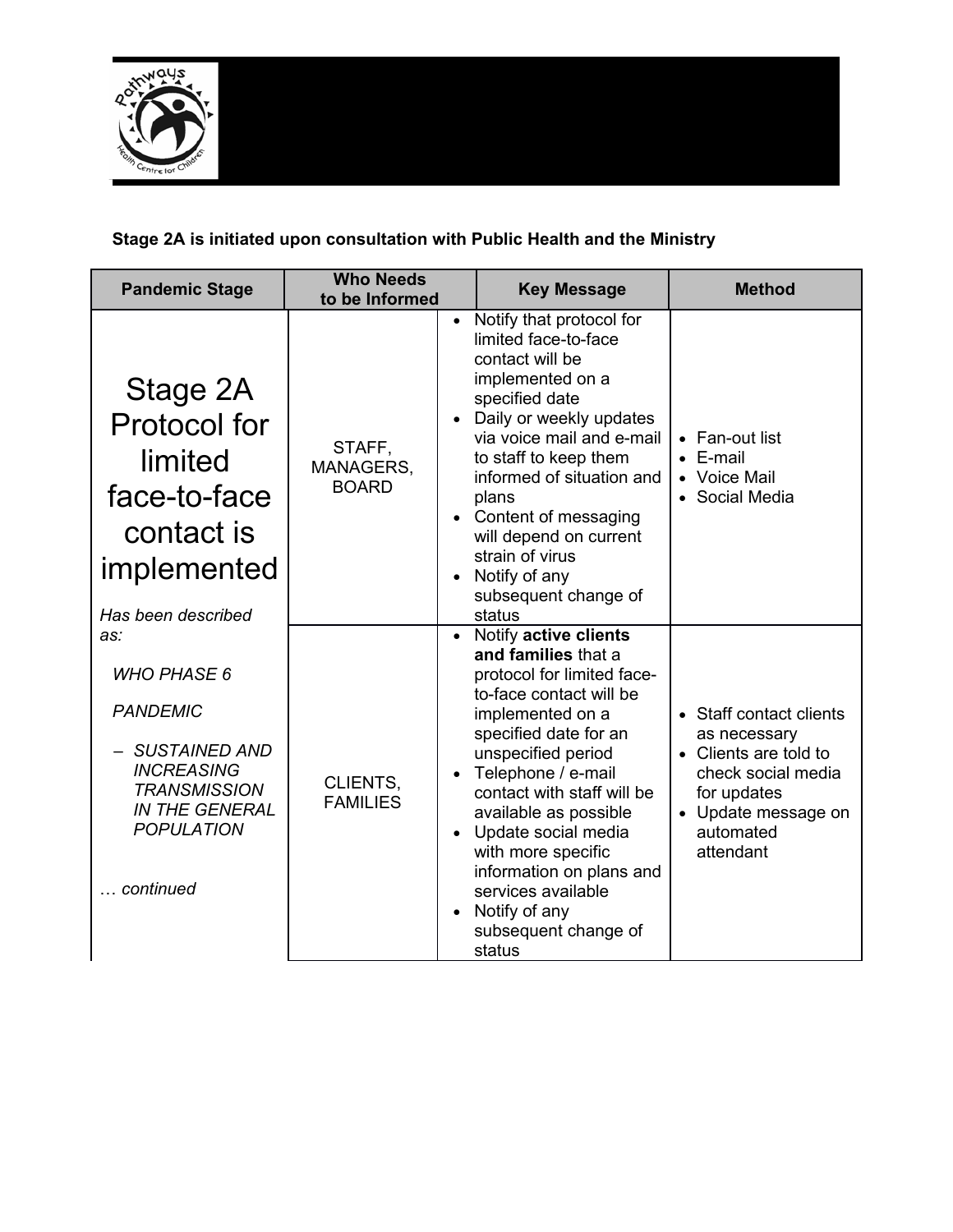**Stage 2A is initiated upon consultation with Public Health and the Ministry**

| Pandemic Stage | Who Needs to be Informed | Key Message | Method |
|---|---|---|---|
| Stage 2A Protocol for limited face-to-face contact is implemented<br><br>*Has been described as:*<br><br>*WHO PHASE 6*<br><br>*PANDEMIC*<br><br>*– SUSTAINED AND INCREASING TRANSMISSION IN THE GENERAL POPULATION*<br><br>*… continued* | STAFF, MANAGERS, BOARD | • Notify that protocol for limited face-to-face contact will be implemented on a specified date<br>• Daily or weekly updates via voice mail and e-mail to staff to keep them informed of situation and plans<br>• Content of messaging will depend on current strain of virus<br>• Notify of any subsequent change of status | • Fan-out list<br>• E-mail<br>• Voice Mail<br>• Social Media |
| | CLIENTS, FAMILIES | • Notify **active clients and families** that a protocol for limited face-to-face contact will be implemented on a specified date for an unspecified period<br>• Telephone / e-mail contact with staff will be available as possible<br>• Update social media with more specific information on plans and services available<br>• Notify of any subsequent change of status | • Staff contact clients as necessary<br>• Clients are told to check social media for updates<br>• Update message on automated attendant |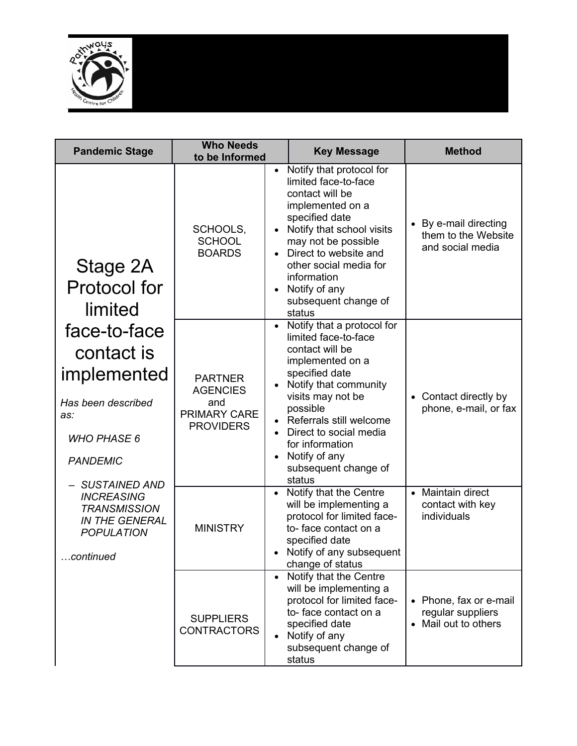| Pandemic Stage | Who Needs to be Informed | Key Message | Method |
|---|---|---|---|
| Stage 2A Protocol for limited face-to-face contact is implemented<br><br>*Has been described as:*<br><br>*WHO PHASE 6*<br><br>*PANDEMIC*<br><br>*– SUSTAINED AND INCREASING TRANSMISSION IN THE GENERAL POPULATION*<br><br>*…continued* | SCHOOLS, SCHOOL BOARDS | • Notify that protocol for limited face-to-face contact will be implemented on a specified date<br>• Notify that school visits may not be possible<br>• Direct to website and other social media for information<br>• Notify of any subsequent change of status | • By e-mail directing them to the Website and social media |
| | PARTNER AGENCIES and PRIMARY CARE PROVIDERS | • Notify that a protocol for limited face-to-face contact will be implemented on a specified date<br>• Notify that community visits may not be possible<br>• Referrals still welcome<br>• Direct to social media for information<br>• Notify of any subsequent change of status | • Contact directly by phone, e-mail, or fax |
| | MINISTRY | • Notify that the Centre will be implementing a protocol for limited face-to- face contact on a specified date<br>• Notify of any subsequent change of status | • Maintain direct contact with key individuals |
| | SUPPLIERS CONTRACTORS | • Notify that the Centre will be implementing a protocol for limited face-to- face contact on a specified date<br>• Notify of any subsequent change of status | • Phone, fax or e-mail regular suppliers<br>• Mail out to others |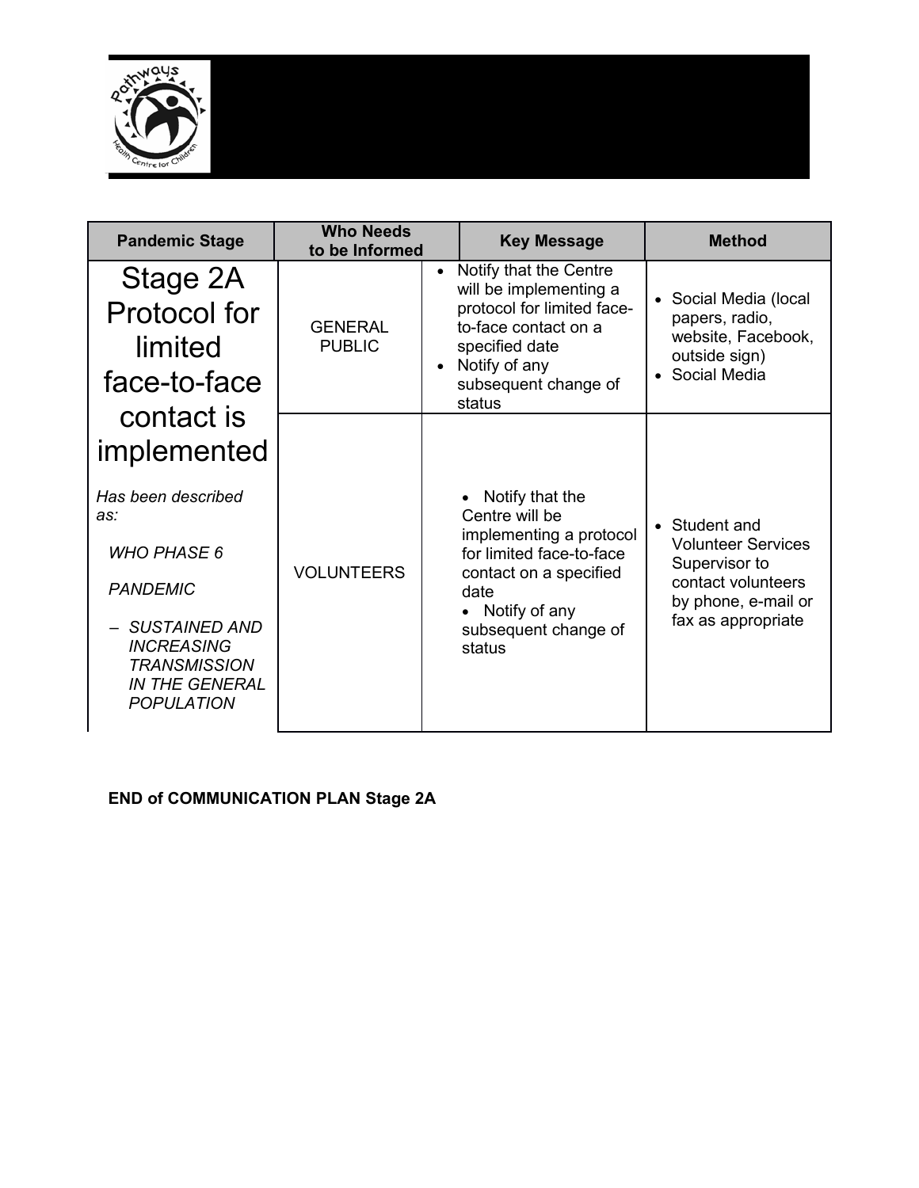| Pandemic Stage | Who Needs to be Informed | Key Message | Method |
|---|---|---|---|
| Stage 2A Protocol for limited face-to-face contact is implemented<br><br>*Has been described as:*<br><br>*WHO PHASE 6*<br><br>*PANDEMIC*<br><br>*– SUSTAINED AND INCREASING TRANSMISSION IN THE GENERAL POPULATION* | GENERAL PUBLIC | • Notify that the Centre will be implementing a protocol for limited face-to-face contact on a specified date<br>• Notify of any subsequent change of status | • Social Media (local papers, radio, website, Facebook, outside sign)<br>• Social Media |
| | VOLUNTEERS | • Notify that the Centre will be implementing a protocol for limited face-to-face contact on a specified date<br>• Notify of any subsequent change of status | • Student and Volunteer Services Supervisor to contact volunteers by phone, e-mail or fax as appropriate |

**END of COMMUNICATION PLAN Stage 2A**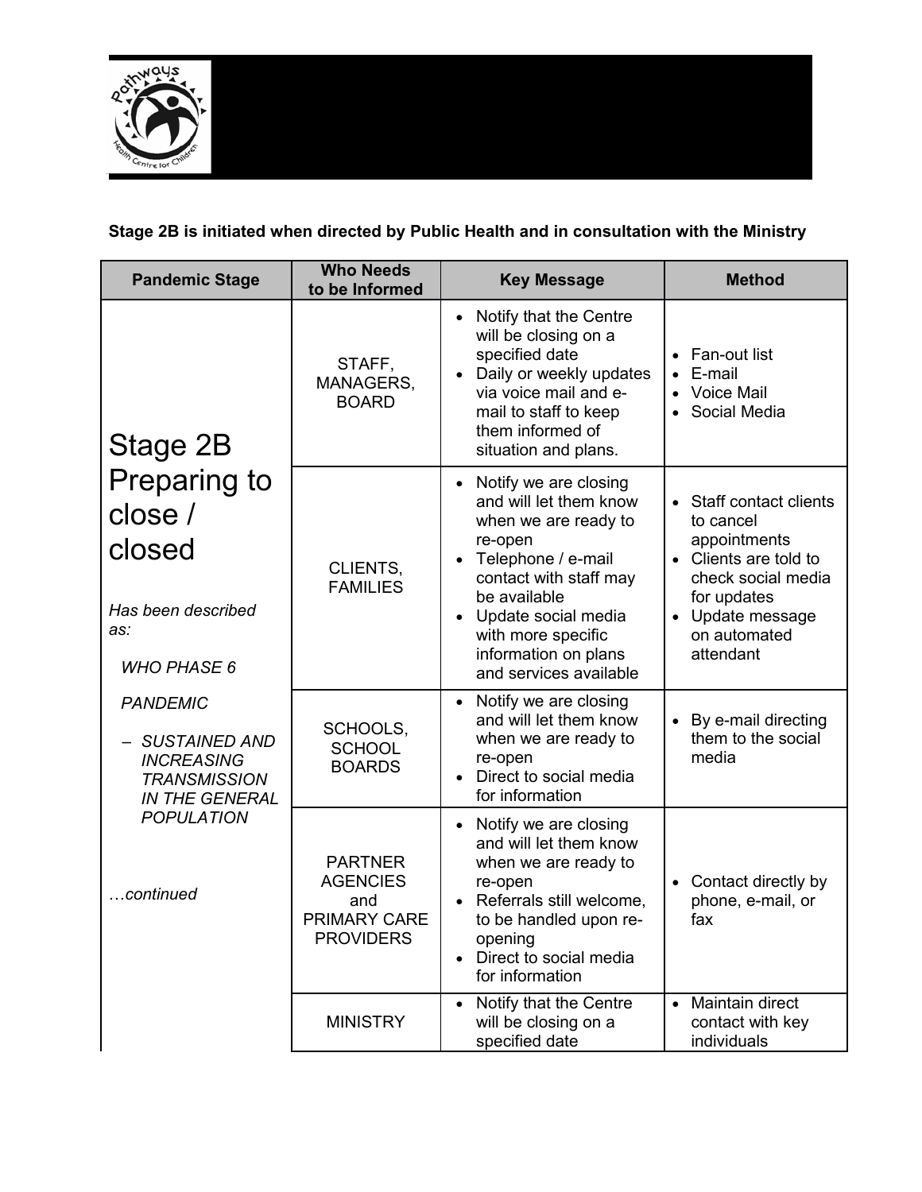**Stage 2B is initiated when directed by Public Health and in consultation with the Ministry**

| Pandemic Stage | Who Needs to be Informed | Key Message | Method |
|---|---|---|---|
| Stage 2B Preparing to close / closed<br><br>*Has been described as:*<br><br>*WHO PHASE 6*<br><br>*PANDEMIC*<br><br>*– SUSTAINED AND INCREASING TRANSMISSION IN THE GENERAL POPULATION*<br><br>*…continued* | STAFF, MANAGERS, BOARD | • Notify that the Centre will be closing on a specified date<br>• Daily or weekly updates via voice mail and e-mail to staff to keep them informed of situation and plans. | • Fan-out list<br>• E-mail<br>• Voice Mail<br>• Social Media |
| | CLIENTS, FAMILIES | • Notify we are closing and will let them know when we are ready to re-open<br>• Telephone / e-mail contact with staff may be available<br>• Update social media with more specific information on plans and services available | • Staff contact clients to cancel appointments<br>• Clients are told to check social media for updates<br>• Update message on automated attendant |
| | SCHOOLS, SCHOOL BOARDS | • Notify we are closing and will let them know when we are ready to re-open<br>• Direct to social media for information | • By e-mail directing them to the social media |
| | PARTNER AGENCIES and PRIMARY CARE PROVIDERS | • Notify we are closing and will let them know when we are ready to re-open<br>• Referrals still welcome, to be handled upon re-opening<br>• Direct to social media for information | • Contact directly by phone, e-mail, or fax |
| | MINISTRY | • Notify that the Centre will be closing on a specified date | • Maintain direct contact with key individuals |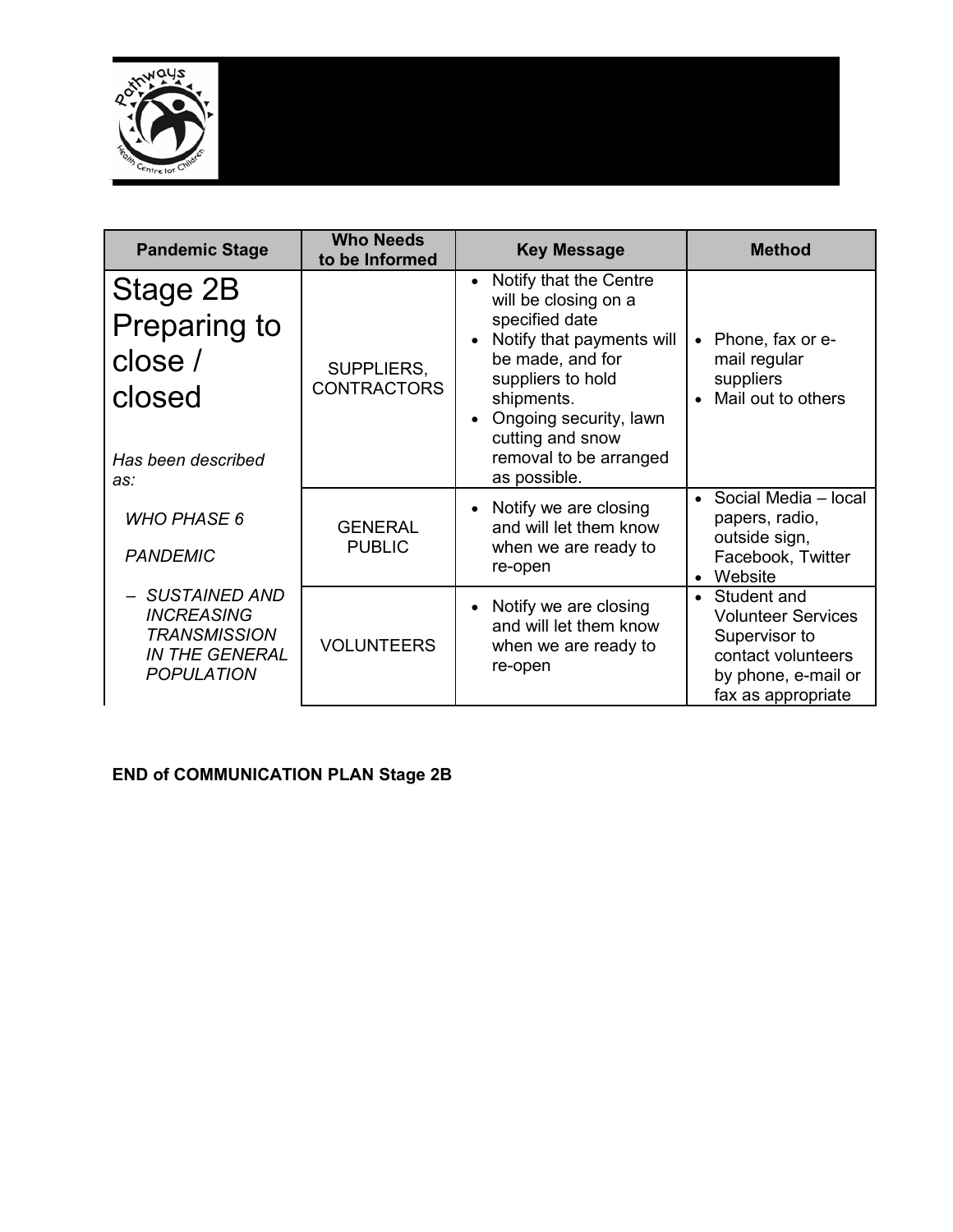| Pandemic Stage | Who Needs to be Informed | Key Message | Method |
|---|---|---|---|
| Stage 2B Preparing to close / closed<br><br>*Has been described as:*<br><br>*WHO PHASE 6*<br><br>*PANDEMIC*<br><br>*– SUSTAINED AND INCREASING TRANSMISSION IN THE GENERAL POPULATION* | SUPPLIERS, CONTRACTORS | • Notify that the Centre will be closing on a specified date<br>• Notify that payments will be made, and for suppliers to hold shipments.<br>• Ongoing security, lawn cutting and snow removal to be arranged as possible. | • Phone, fax or e-mail regular suppliers<br>• Mail out to others |
| | GENERAL PUBLIC | • Notify we are closing and will let them know when we are ready to re-open | • Social Media – local papers, radio, outside sign, Facebook, Twitter<br>• Website |
| | VOLUNTEERS | • Notify we are closing and will let them know when we are ready to re-open | • Student and Volunteer Services Supervisor to contact volunteers by phone, e-mail or fax as appropriate |

**END of COMMUNICATION PLAN Stage 2B**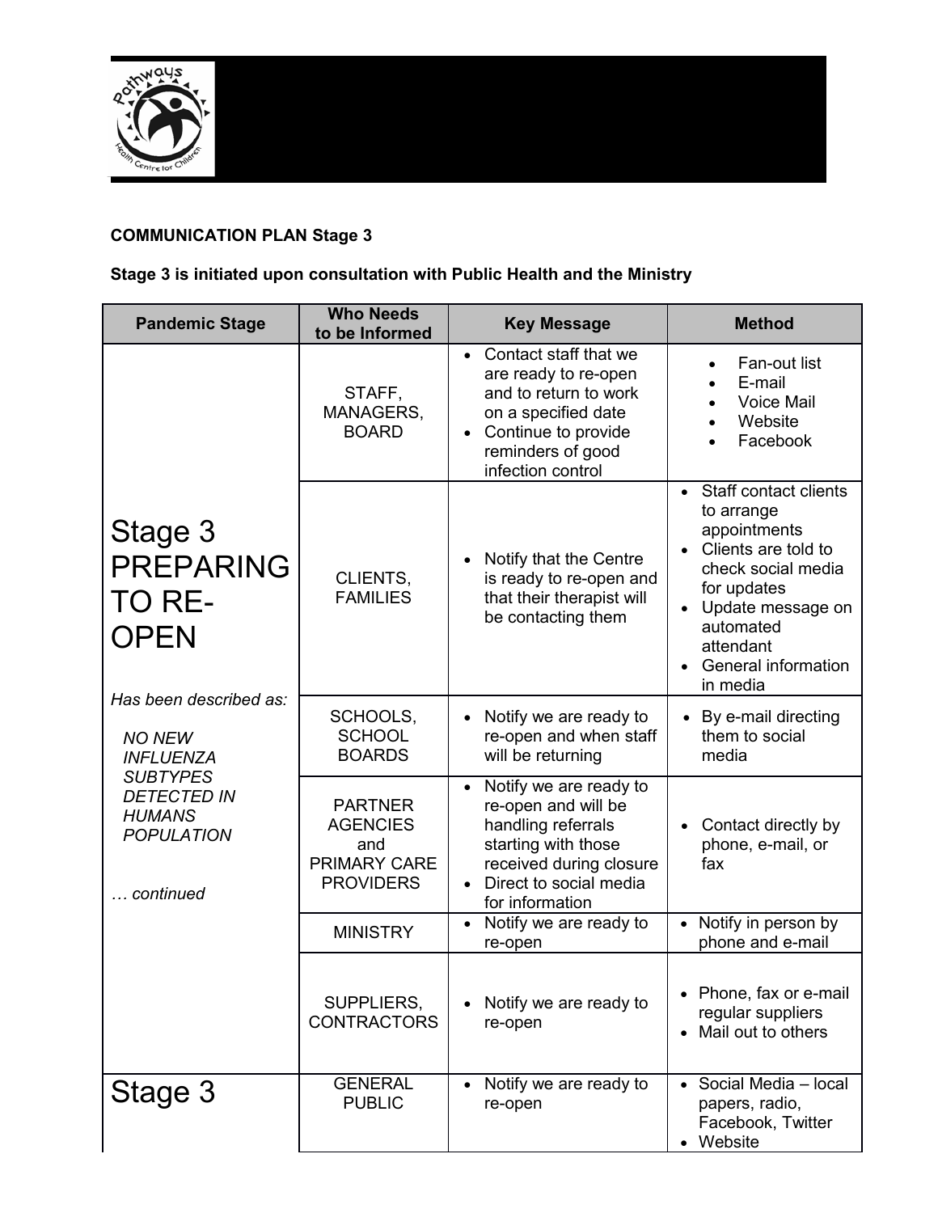**COMMUNICATION PLAN Stage 3**

**Stage 3 is initiated upon consultation with Public Health and the Ministry**

| Pandemic Stage | Who Needs to be Informed | Key Message | Method |
|---|---|---|---|
| Stage 3 PREPARING TO RE-OPEN<br><br>*Has been described as:*<br>*NO NEW INFLUENZA SUBTYPES DETECTED IN HUMANS POPULATION*<br><br>*… continued* | STAFF, MANAGERS, BOARD | • Contact staff that we are ready to re-open and to return to work on a specified date<br>• Continue to provide reminders of good infection control | • Fan-out list<br>• E-mail<br>• Voice Mail<br>• Website<br>• Facebook |
| | CLIENTS, FAMILIES | • Notify that the Centre is ready to re-open and that their therapist will be contacting them | • Staff contact clients to arrange appointments<br>• Clients are told to check social media for updates<br>• Update message on automated attendant<br>• General information in media |
| | SCHOOLS, SCHOOL BOARDS | • Notify we are ready to re-open and when staff will be returning | • By e-mail directing them to social media |
| | PARTNER AGENCIES and PRIMARY CARE PROVIDERS | • Notify we are ready to re-open and will be handling referrals starting with those received during closure<br>• Direct to social media for information | • Contact directly by phone, e-mail, or fax |
| | MINISTRY | • Notify we are ready to re-open | • Notify in person by phone and e-mail |
| | SUPPLIERS, CONTRACTORS | • Notify we are ready to re-open | • Phone, fax or e-mail regular suppliers<br>• Mail out to others |
| Stage 3 | GENERAL PUBLIC | • Notify we are ready to re-open | • Social Media – local papers, radio, Facebook, Twitter<br>• Website |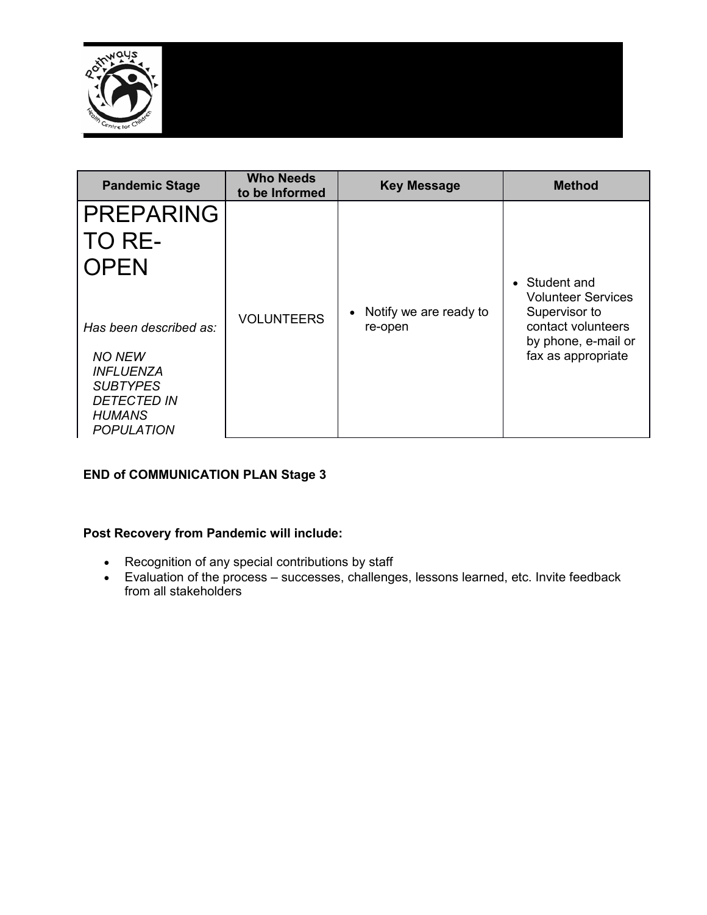| Pandemic Stage | Who Needs to be Informed | Key Message | Method |
|---|---|---|---|
| PREPARING TO RE-OPEN<br><br>*Has been described as:*<br><br>*NO NEW INFLUENZA SUBTYPES DETECTED IN HUMANS POPULATION* | VOLUNTEERS | • Notify we are ready to re-open | • Student and Volunteer Services Supervisor to contact volunteers by phone, e-mail or fax as appropriate |

**END of COMMUNICATION PLAN Stage 3**

**Post Recovery from Pandemic will include:**

- Recognition of any special contributions by staff
- Evaluation of the process – successes, challenges, lessons learned, etc. Invite feedback from all stakeholders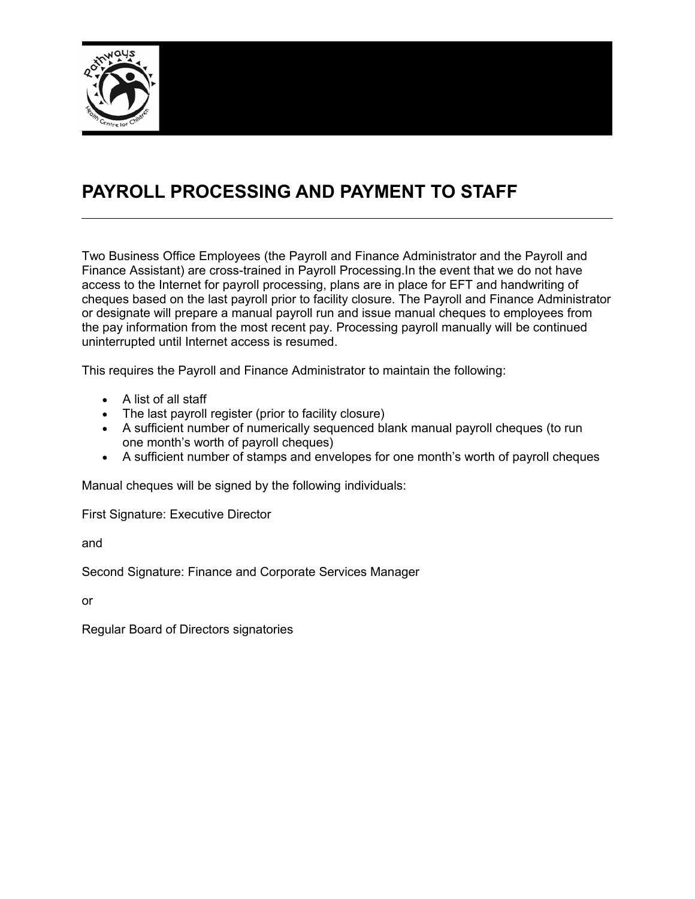# PAYROLL PROCESSING AND PAYMENT TO STAFF

Two Business Office Employees (the Payroll and Finance Administrator and the Payroll and Finance Assistant) are cross-trained in Payroll Processing.In the event that we do not have access to the Internet for payroll processing, plans are in place for EFT and handwriting of cheques based on the last payroll prior to facility closure. The Payroll and Finance Administrator or designate will prepare a manual payroll run and issue manual cheques to employees from the pay information from the most recent pay. Processing payroll manually will be continued uninterrupted until Internet access is resumed.

This requires the Payroll and Finance Administrator to maintain the following:

- A list of all staff
- The last payroll register (prior to facility closure)
- A sufficient number of numerically sequenced blank manual payroll cheques (to run one month's worth of payroll cheques)
- A sufficient number of stamps and envelopes for one month's worth of payroll cheques

Manual cheques will be signed by the following individuals:

First Signature: Executive Director

and

Second Signature: Finance and Corporate Services Manager

or

Regular Board of Directors signatories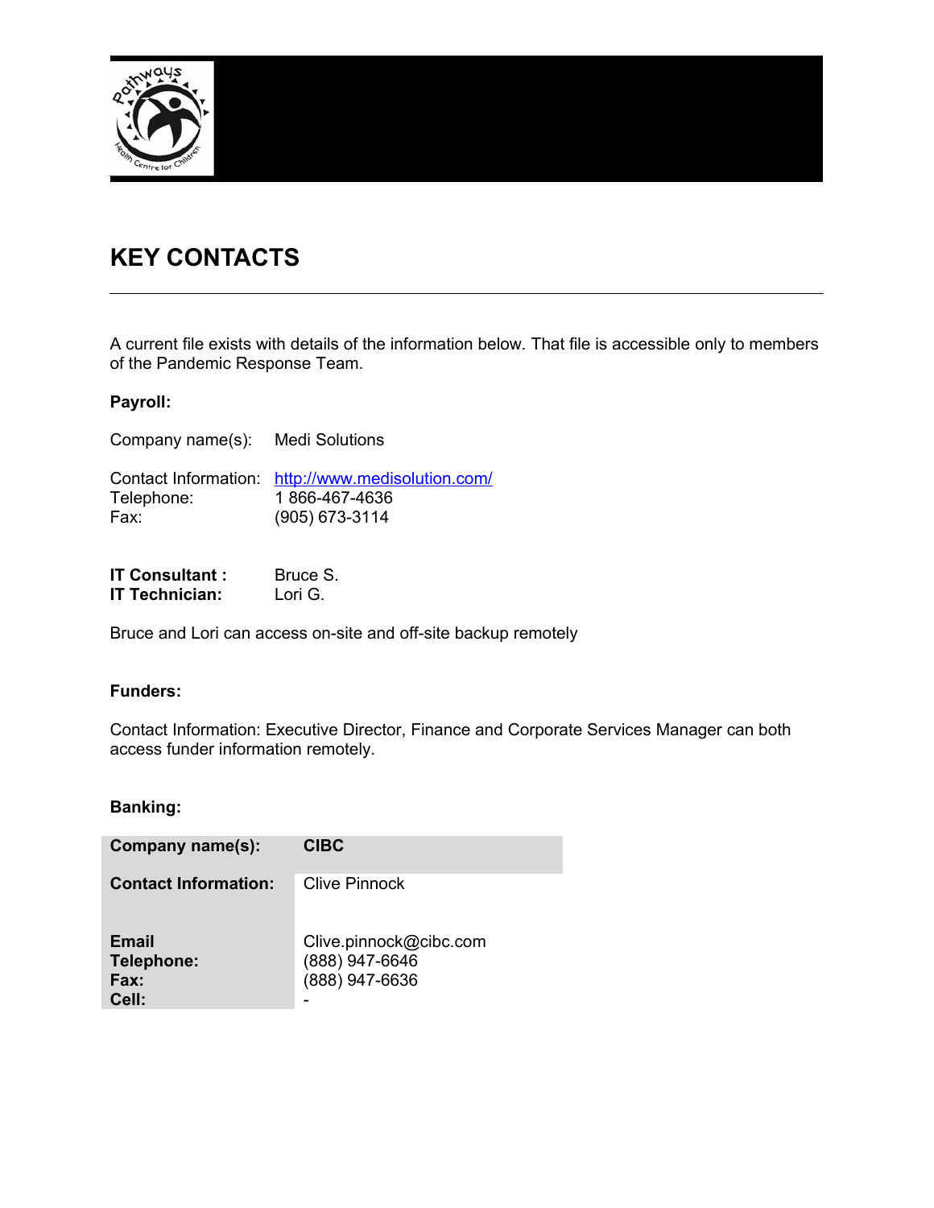# KEY CONTACTS

A current file exists with details of the information below. That file is accessible only to members of the Pandemic Response Team.

**Payroll:**

Company name(s): Medi Solutions

Contact Information: http://www.medisolution.com/
Telephone: 1 866-467-4636
Fax: (905) 673-3114

**IT Consultant :** Bruce S.
**IT Technician:** Lori G.

Bruce and Lori can access on-site and off-site backup remotely

**Funders:**

Contact Information: Executive Director, Finance and Corporate Services Manager can both access funder information remotely.

**Banking:**

| **Company name(s):** | **CIBC** |
|---|---|
| **Contact Information:** | Clive Pinnock |
| **Email** | Clive.pinnock@cibc.com |
| **Telephone:** | (888) 947-6646 |
| **Fax:** | (888) 947-6636 |
| **Cell:** | - |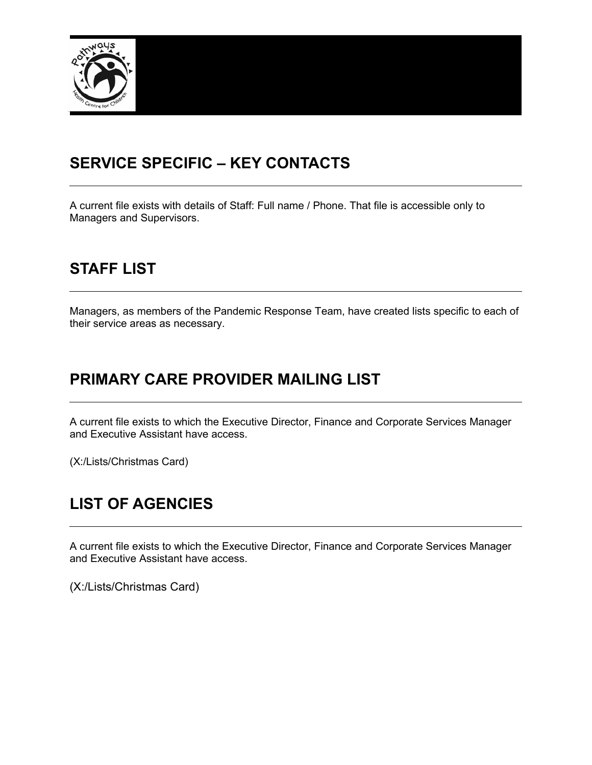## SERVICE SPECIFIC – KEY CONTACTS

A current file exists with details of Staff: Full name / Phone. That file is accessible only to Managers and Supervisors.

## STAFF LIST

Managers, as members of the Pandemic Response Team, have created lists specific to each of their service areas as necessary.

## PRIMARY CARE PROVIDER MAILING LIST

A current file exists to which the Executive Director, Finance and Corporate Services Manager and Executive Assistant have access.

(X:/Lists/Christmas Card)

## LIST OF AGENCIES

A current file exists to which the Executive Director, Finance and Corporate Services Manager and Executive Assistant have access.

(X:/Lists/Christmas Card)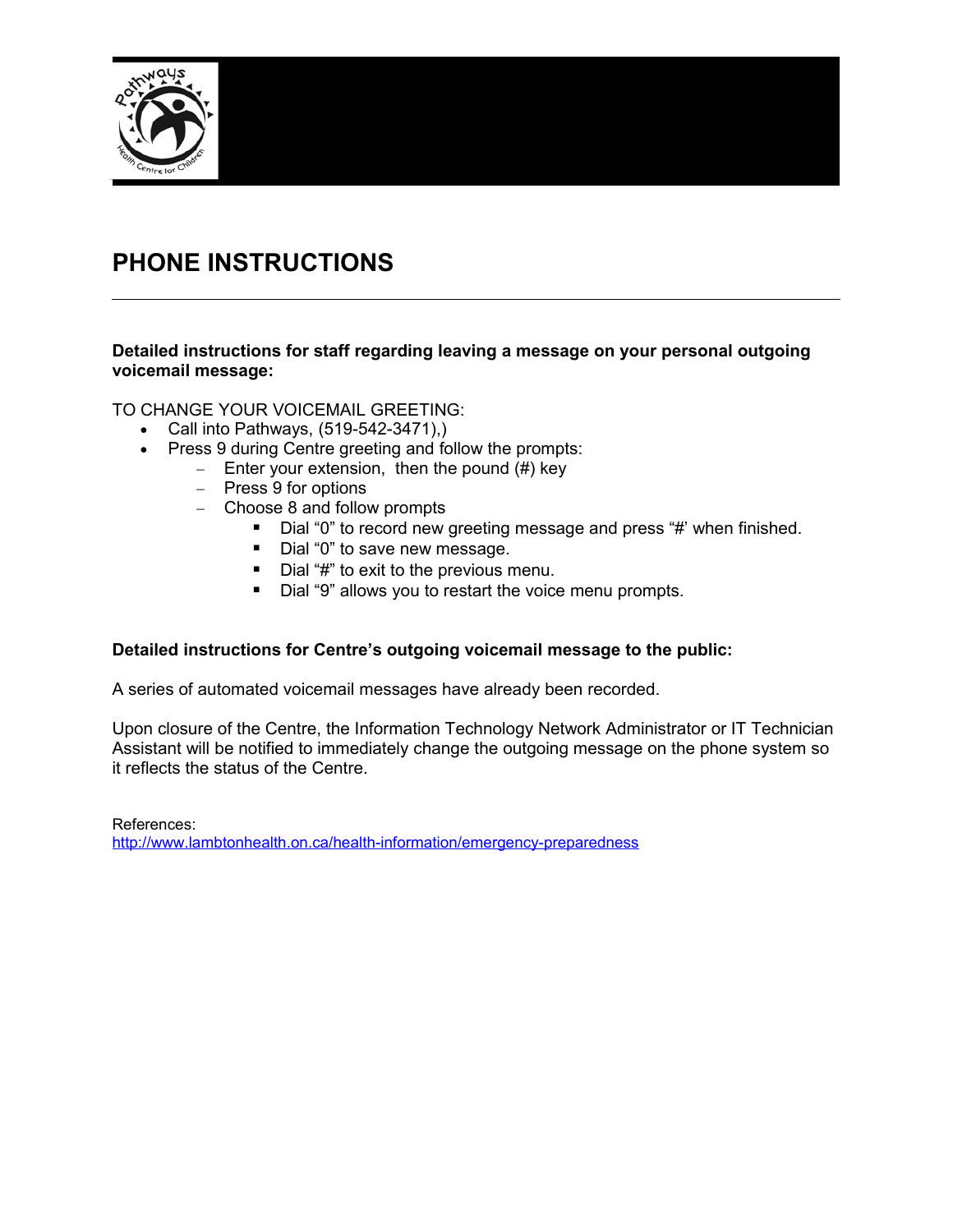# PHONE INSTRUCTIONS

**Detailed instructions for staff regarding leaving a message on your personal outgoing voicemail message:**

TO CHANGE YOUR VOICEMAIL GREETING:

- Call into Pathways, (519-542-3471),)
- Press 9 during Centre greeting and follow the prompts:
  - Enter your extension, then the pound (#) key
  - Press 9 for options
  - Choose 8 and follow prompts
    - Dial “0” to record new greeting message and press “#’ when finished.
    - Dial “0” to save new message.
    - Dial “#” to exit to the previous menu.
    - Dial “9” allows you to restart the voice menu prompts.

**Detailed instructions for Centre’s outgoing voicemail message to the public:**

A series of automated voicemail messages have already been recorded.

Upon closure of the Centre, the Information Technology Network Administrator or IT Technician Assistant will be notified to immediately change the outgoing message on the phone system so it reflects the status of the Centre.

References:
http://www.lambtonhealth.on.ca/health-information/emergency-preparedness